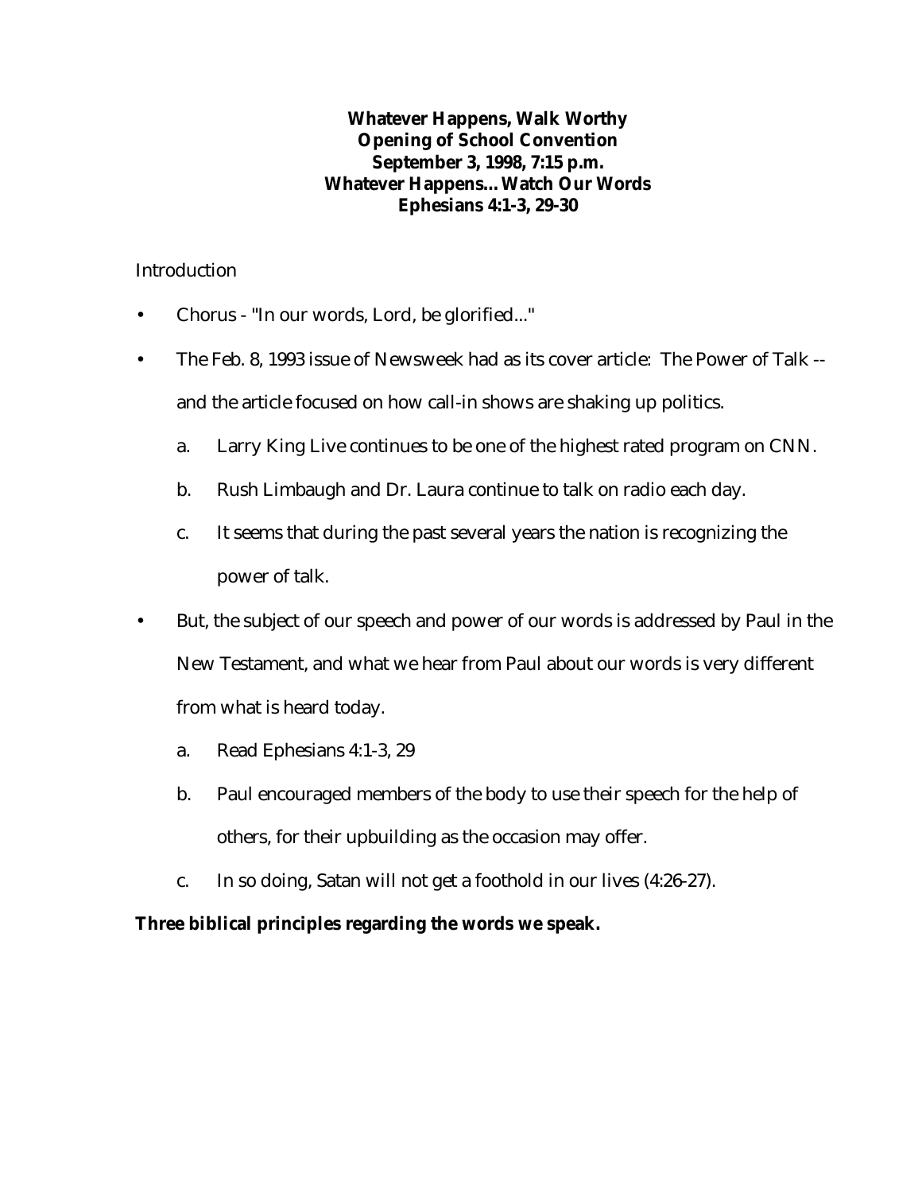**Whatever Happens, Walk Worthy**
**Opening of School Convention**
**September 3, 1998, 7:15 p.m.**
**Whatever Happens... Watch Our Words**
**Ephesians 4:1-3, 29-30**

Introduction

- Chorus - "In our words, Lord, be glorified..."
- The Feb. 8, 1993 issue of Newsweek had as its cover article: The Power of Talk -- and the article focused on how call-in shows are shaking up politics.
    a. Larry King Live continues to be one of the highest rated program on CNN.
    b. Rush Limbaugh and Dr. Laura continue to talk on radio each day.
    c. It seems that during the past several years the nation is recognizing the power of talk.
- But, the subject of our speech and power of our words is addressed by Paul in the New Testament, and what we hear from Paul about our words is very different from what is heard today.
    a. Read Ephesians 4:1-3, 29
    b. Paul encouraged members of the body to use their speech for the help of others, for their upbuilding as the occasion may offer.
    c. In so doing, Satan will not get a foothold in our lives (4:26-27).

**Three biblical principles regarding the words we speak.**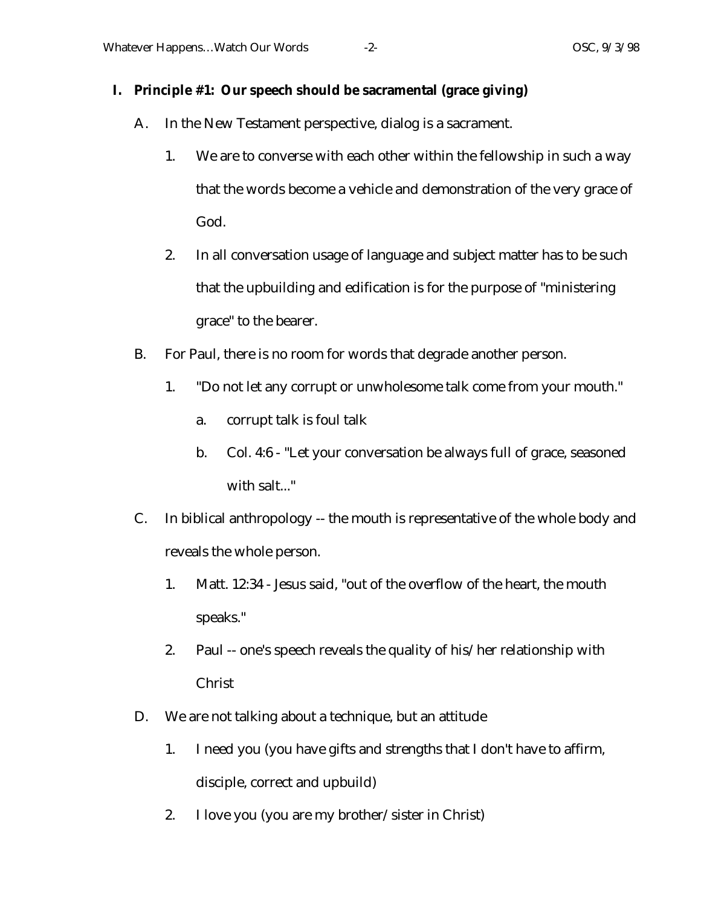**I. Principle #1: Our speech should be sacramental (grace giving)**

A. In the New Testament perspective, dialog is a sacrament.

1. We are to converse with each other within the fellowship in such a way that the words become a vehicle and demonstration of the very grace of God.

2. In all conversation usage of language and subject matter has to be such that the upbuilding and edification is for the purpose of "ministering grace" to the bearer.

B. For Paul, there is no room for words that degrade another person.

1. "Do not let any corrupt or unwholesome talk come from your mouth."

   a. corrupt talk is foul talk

   b. Col. 4:6 - "Let your conversation be always full of grace, seasoned with salt..."

C. In biblical anthropology -- the mouth is representative of the whole body and reveals the whole person.

1. Matt. 12:34 - Jesus said, "out of the overflow of the heart, the mouth speaks."

2. Paul -- one's speech reveals the quality of his/her relationship with Christ

D. We are not talking about a technique, but an attitude

1. I need you (you have gifts and strengths that I don't have to affirm, disciple, correct and upbuild)

2. I love you (you are my brother/sister in Christ)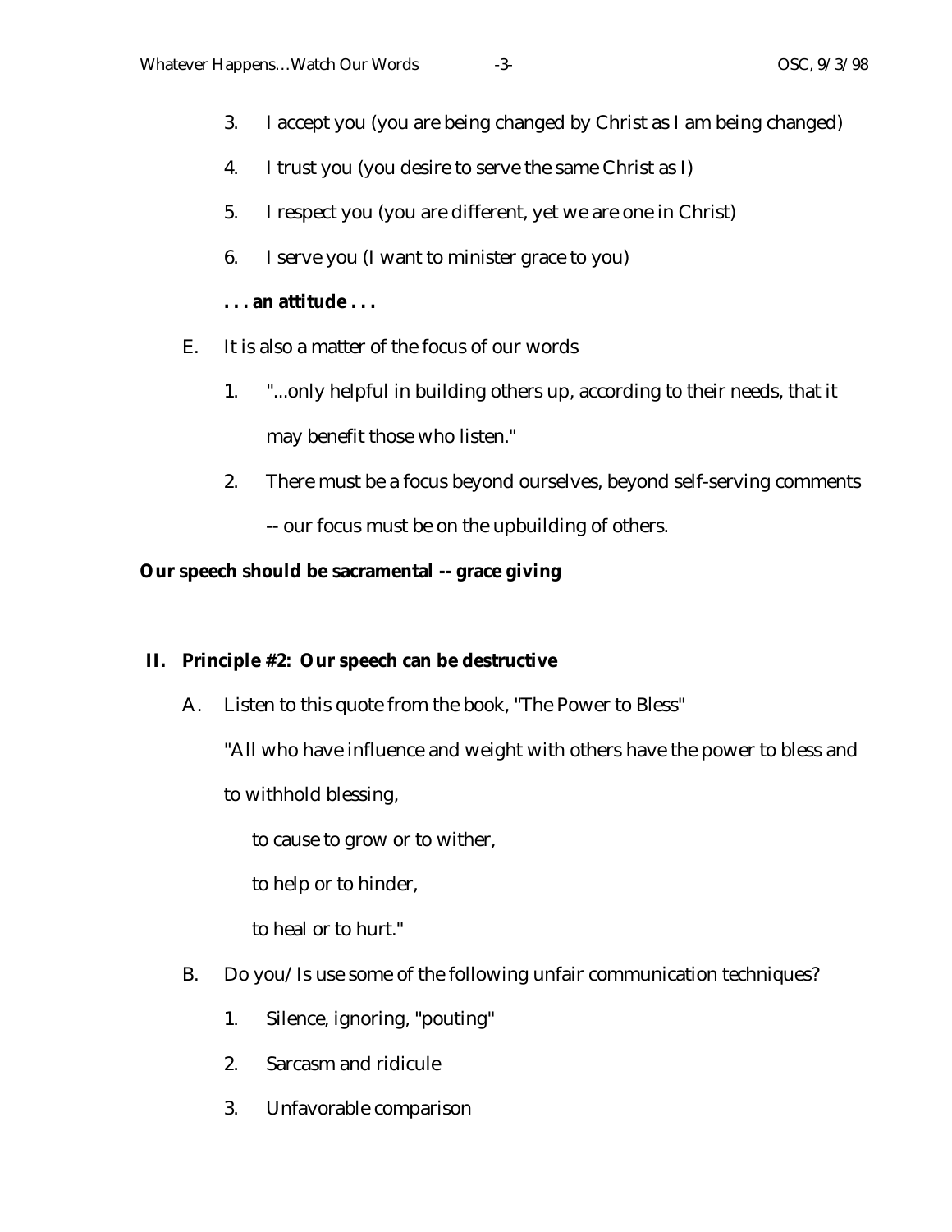3. I accept you (you are being changed by Christ as I am being changed)

4. I trust you (you desire to serve the same Christ as I)

5. I respect you (you are different, yet we are one in Christ)

6. I serve you (I want to minister grace to you)

**. . . an attitude . . .**

E. It is also a matter of the focus of our words

1. "...only helpful in building others up, according to their needs, that it may benefit those who listen."

2. There must be a focus beyond ourselves, beyond self-serving comments -- our focus must be on the upbuilding of others.

**Our speech should be sacramental -- grace giving**

**II. Principle #2: Our speech can be destructive**

A. Listen to this quote from the book, "The Power to Bless"

"All who have influence and weight with others have the power to bless and to withhold blessing,

to cause to grow or to wither,

to help or to hinder,

to heal or to hurt."

B. Do you/Is use some of the following unfair communication techniques?

1. Silence, ignoring, "pouting"

2. Sarcasm and ridicule

3. Unfavorable comparison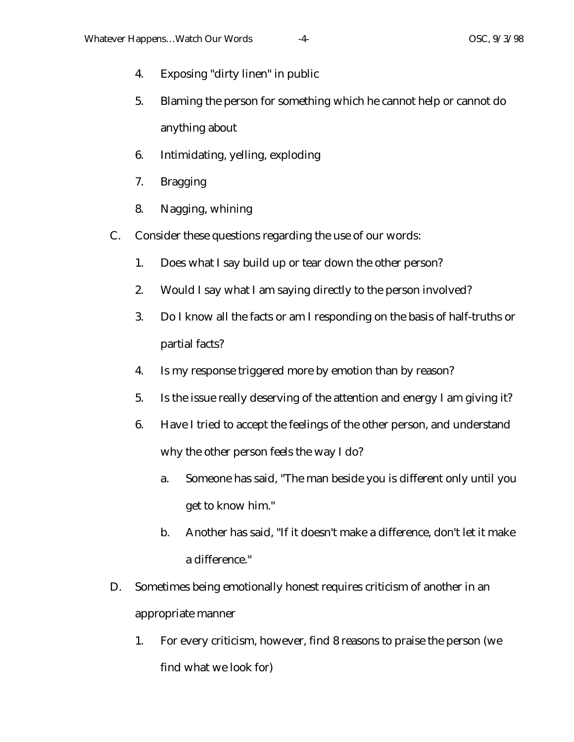4. Exposing "dirty linen" in public
5. Blaming the person for something which he cannot help or cannot do anything about
6. Intimidating, yelling, exploding
7. Bragging
8. Nagging, whining

C. Consider these questions regarding the use of our words:

1. Does what I say build up or tear down the other person?
2. Would I say what I am saying directly to the person involved?
3. Do I know all the facts or am I responding on the basis of half-truths or partial facts?
4. Is my response triggered more by emotion than by reason?
5. Is the issue really deserving of the attention and energy I am giving it?
6. Have I tried to accept the feelings of the other person, and understand why the other person feels the way I do?
   a. Someone has said, "The man beside you is different only until you get to know him."
   b. Another has said, "If it doesn't make a difference, don't let it make a difference."

D. Sometimes being emotionally honest requires criticism of another in an appropriate manner

1. For every criticism, however, find 8 reasons to praise the person (we find what we look for)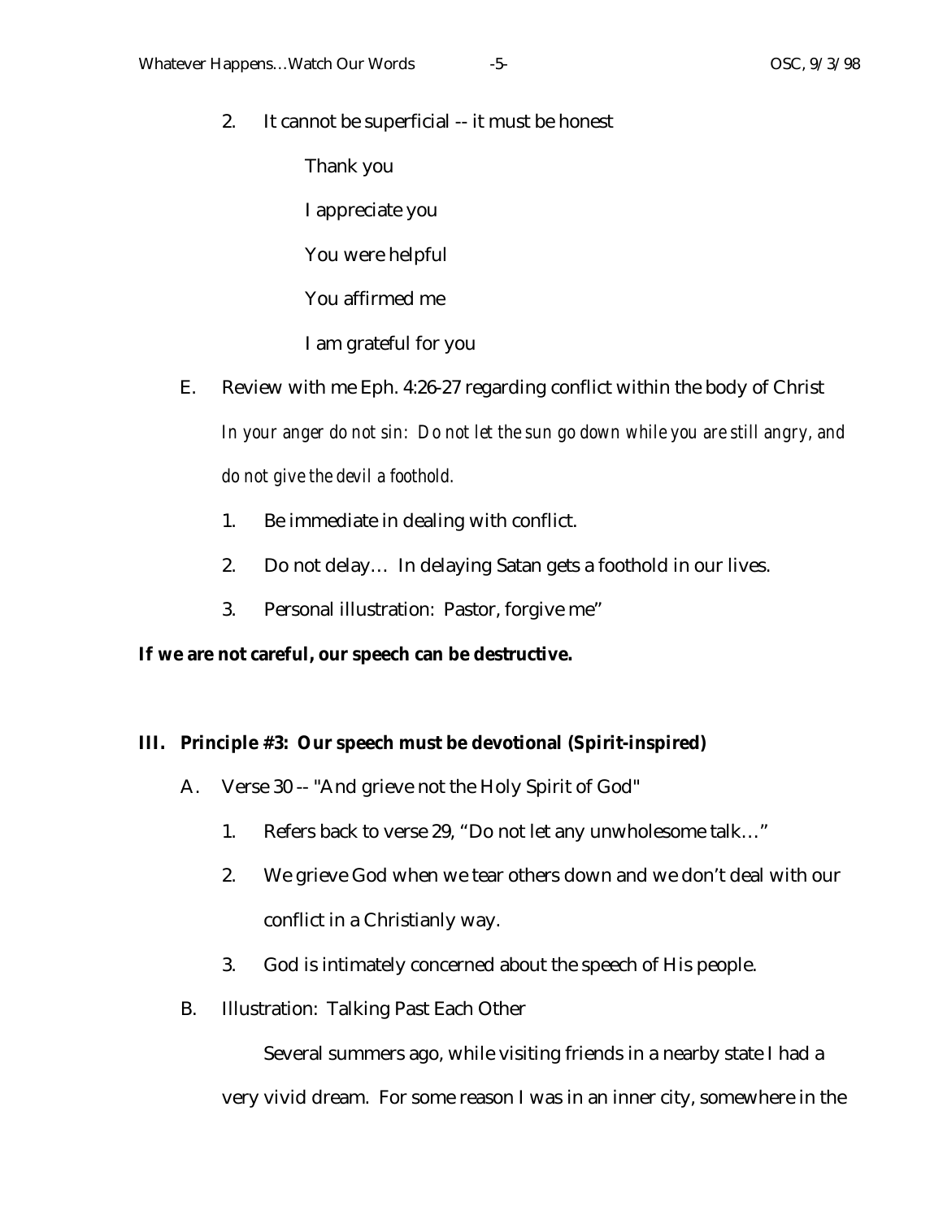2. It cannot be superficial -- it must be honest

   Thank you

   I appreciate you

   You were helpful

   You affirmed me

   I am grateful for you

E. Review with me Eph. 4:26-27 regarding conflict within the body of Christ

   *In your anger do not sin: Do not let the sun go down while you are still angry, and do not give the devil a foothold.*

   1. Be immediate in dealing with conflict.
   2. Do not delay… In delaying Satan gets a foothold in our lives.
   3. Personal illustration: Pastor, forgive me"

**If we are not careful, our speech can be destructive.**

## III. Principle #3: Our speech must be devotional (Spirit-inspired)

A. Verse 30 -- "And grieve not the Holy Spirit of God"

   1. Refers back to verse 29, "Do not let any unwholesome talk…"
   2. We grieve God when we tear others down and we don't deal with our conflict in a Christianly way.
   3. God is intimately concerned about the speech of His people.

B. Illustration: Talking Past Each Other

   Several summers ago, while visiting friends in a nearby state I had a very vivid dream. For some reason I was in an inner city, somewhere in the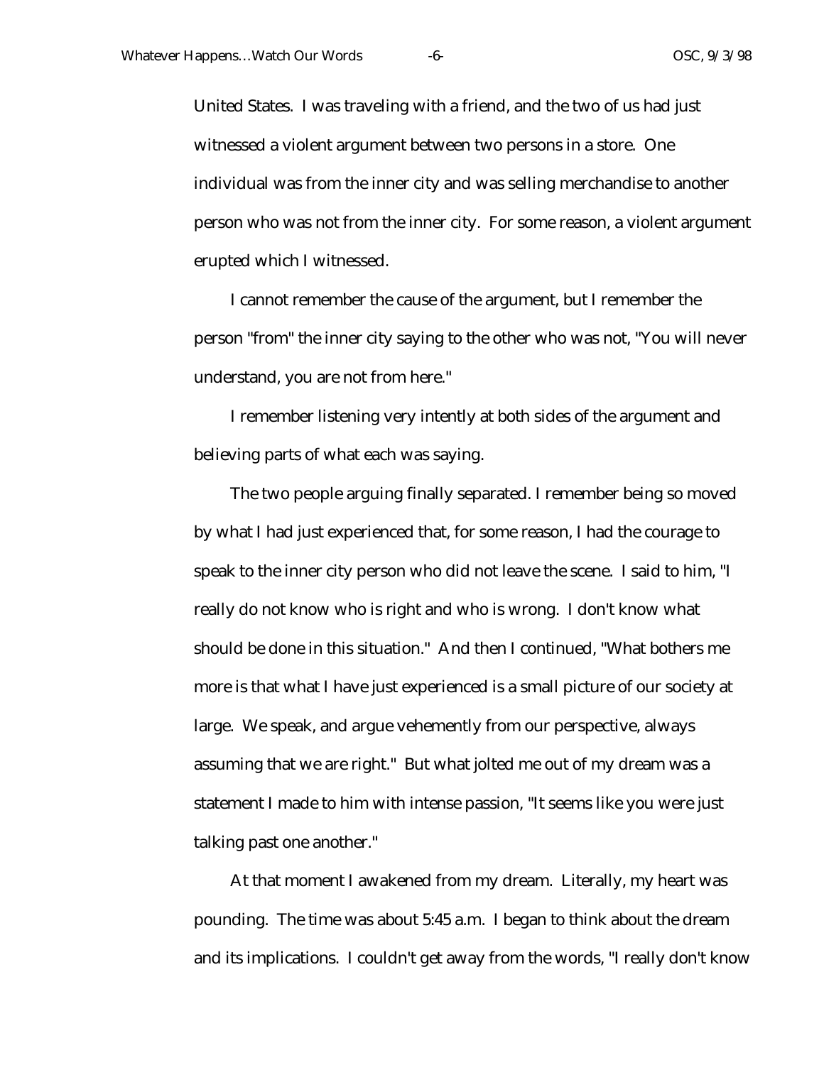United States. I was traveling with a friend, and the two of us had just witnessed a violent argument between two persons in a store. One individual was from the inner city and was selling merchandise to another person who was not from the inner city. For some reason, a violent argument erupted which I witnessed.

I cannot remember the cause of the argument, but I remember the person "from" the inner city saying to the other who was not, "You will never understand, you are not from here."

I remember listening very intently at both sides of the argument and believing parts of what each was saying.

The two people arguing finally separated. I remember being so moved by what I had just experienced that, for some reason, I had the courage to speak to the inner city person who did not leave the scene. I said to him, "I really do not know who is right and who is wrong. I don't know what should be done in this situation." And then I continued, "What bothers me more is that what I have just experienced is a small picture of our society at large. We speak, and argue vehemently from our perspective, always assuming that we are right." But what jolted me out of my dream was a statement I made to him with intense passion, "It seems like you were just talking past one another."

At that moment I awakened from my dream. Literally, my heart was pounding. The time was about 5:45 a.m. I began to think about the dream and its implications. I couldn't get away from the words, "I really don't know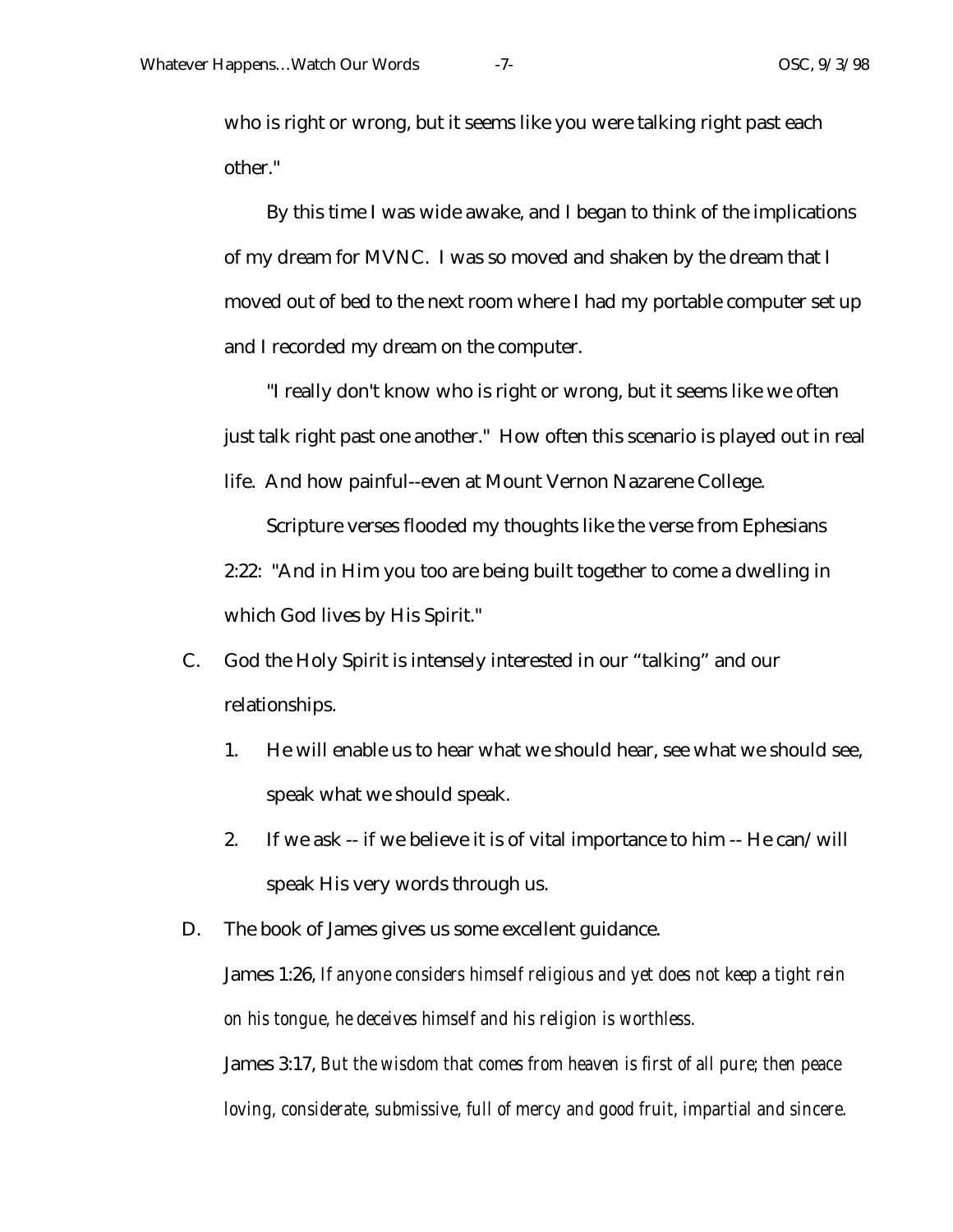who is right or wrong, but it seems like you were talking right past each other."

By this time I was wide awake, and I began to think of the implications of my dream for MVNC. I was so moved and shaken by the dream that I moved out of bed to the next room where I had my portable computer set up and I recorded my dream on the computer.

"I really don't know who is right or wrong, but it seems like we often just talk right past one another." How often this scenario is played out in real life. And how painful--even at Mount Vernon Nazarene College.

Scripture verses flooded my thoughts like the verse from Ephesians 2:22: "And in Him you too are being built together to come a dwelling in which God lives by His Spirit."

C. God the Holy Spirit is intensely interested in our "talking" and our relationships.

   1. He will enable us to hear what we should hear, see what we should see, speak what we should speak.

   2. If we ask -- if we believe it is of vital importance to him -- He can/will speak His very words through us.

D. The book of James gives us some excellent guidance.

   James 1:26, *If anyone considers himself religious and yet does not keep a tight rein on his tongue, he deceives himself and his religion is worthless.*

   James 3:17, *But the wisdom that comes from heaven is first of all pure; then peace loving, considerate, submissive, full of mercy and good fruit, impartial and sincere.*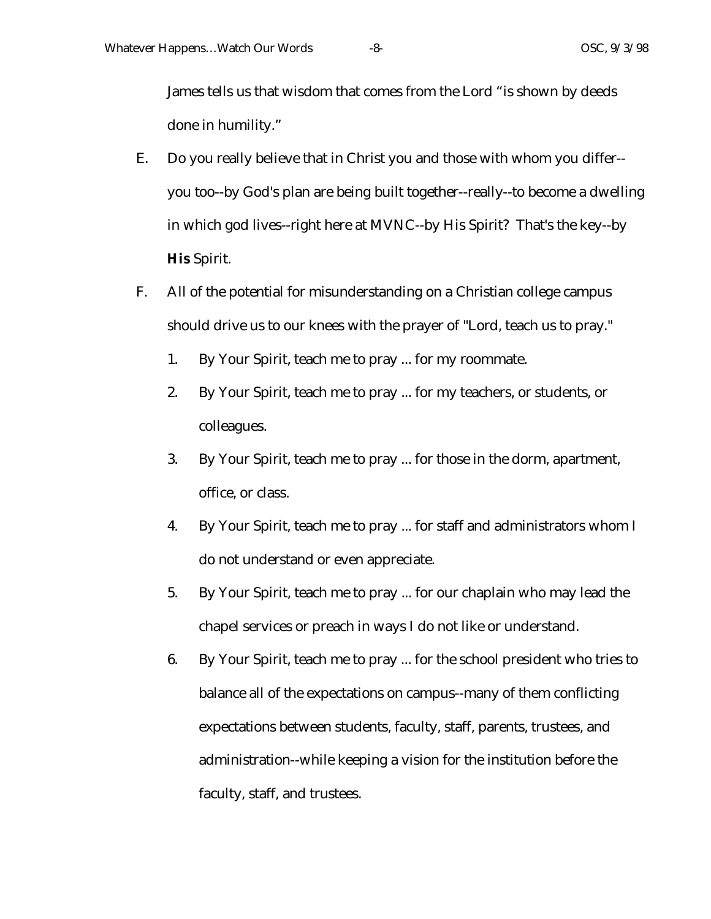James tells us that wisdom that comes from the Lord "is shown by deeds done in humility."

E. Do you really believe that in Christ you and those with whom you differ--you too--by God's plan are being built together--really--to become a dwelling in which god lives--right here at MVNC--by His Spirit? That's the key--by **His** Spirit.

F. All of the potential for misunderstanding on a Christian college campus should drive us to our knees with the prayer of "Lord, teach us to pray."

   1. By Your Spirit, teach me to pray ... for my roommate.
   2. By Your Spirit, teach me to pray ... for my teachers, or students, or colleagues.
   3. By Your Spirit, teach me to pray ... for those in the dorm, apartment, office, or class.
   4. By Your Spirit, teach me to pray ... for staff and administrators whom I do not understand or even appreciate.
   5. By Your Spirit, teach me to pray ... for our chaplain who may lead the chapel services or preach in ways I do not like or understand.
   6. By Your Spirit, teach me to pray ... for the school president who tries to balance all of the expectations on campus--many of them conflicting expectations between students, faculty, staff, parents, trustees, and administration--while keeping a vision for the institution before the faculty, staff, and trustees.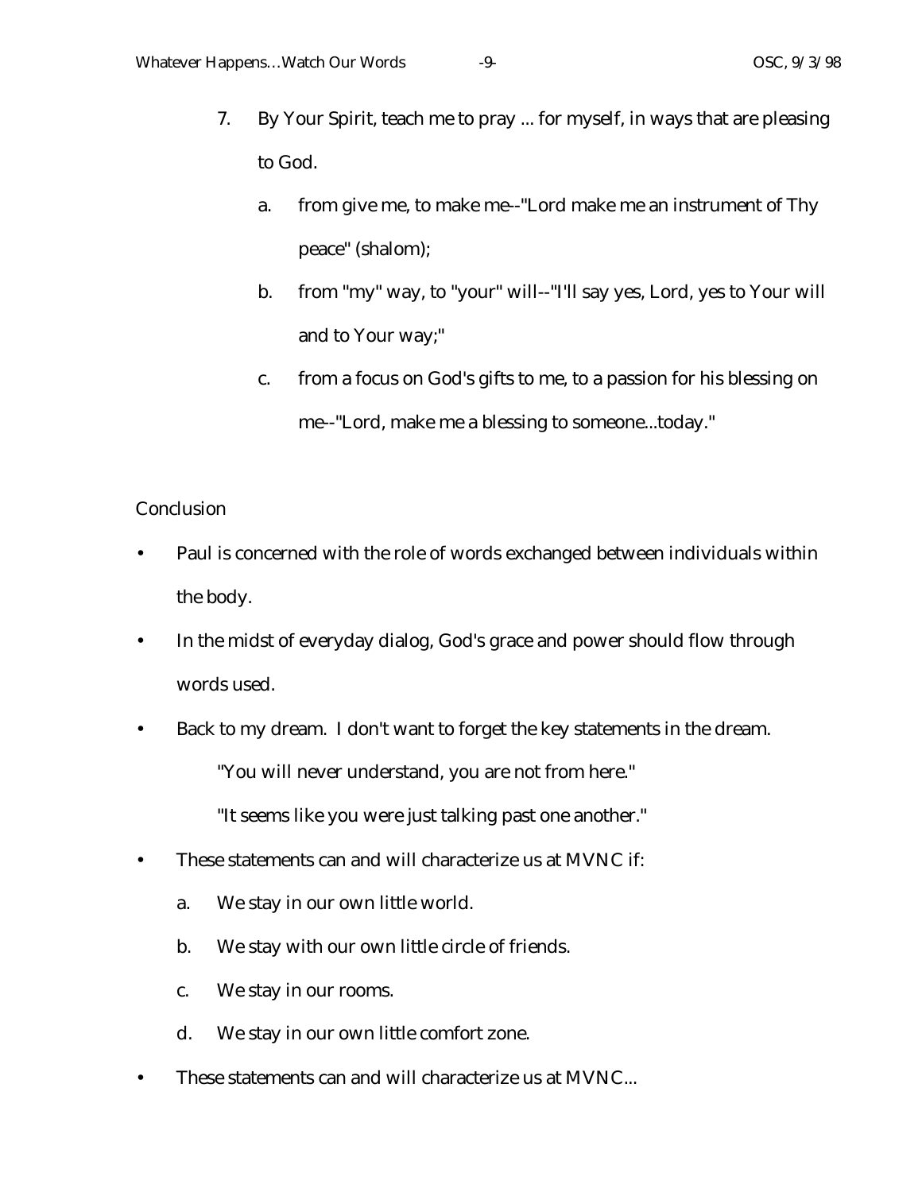7. By Your Spirit, teach me to pray ... for myself, in ways that are pleasing to God.
    a. from give me, to make me--"Lord make me an instrument of Thy peace" (shalom);
    b. from "my" way, to "your" will--"I'll say yes, Lord, yes to Your will and to Your way;"
    c. from a focus on God's gifts to me, to a passion for his blessing on me--"Lord, make me a blessing to someone...today."

Conclusion

- Paul is concerned with the role of words exchanged between individuals within the body.
- In the midst of everyday dialog, God's grace and power should flow through words used.
- Back to my dream. I don't want to forget the key statements in the dream.

    "You will never understand, you are not from here."

    "It seems like you were just talking past one another."

- These statements can and will characterize us at MVNC if:
    a. We stay in our own little world.
    b. We stay with our own little circle of friends.
    c. We stay in our rooms.
    d. We stay in our own little comfort zone.
- These statements can and will characterize us at MVNC...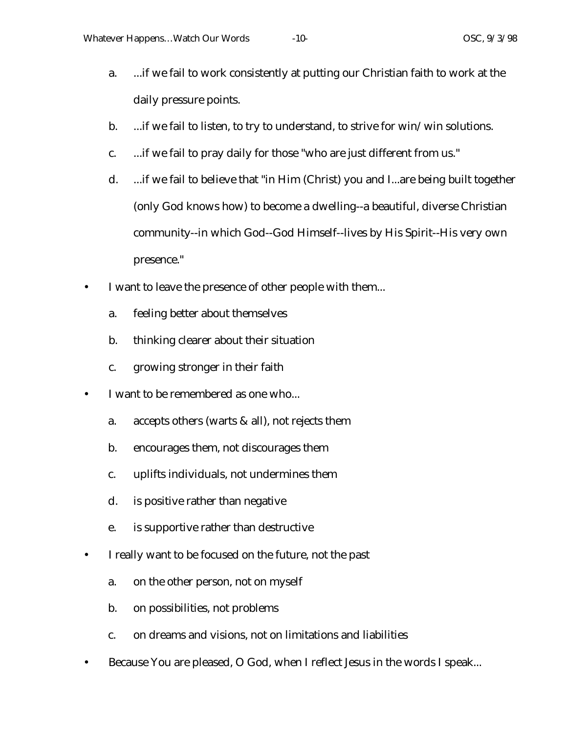a. ...if we fail to work consistently at putting our Christian faith to work at the daily pressure points.

b. ...if we fail to listen, to try to understand, to strive for win/win solutions.

c. ...if we fail to pray daily for those "who are just different from us."

d. ...if we fail to believe that "in Him (Christ) you and I...are being built together (only God knows how) to become a dwelling--a beautiful, diverse Christian community--in which God--God Himself--lives by His Spirit--His very own presence."

- I want to leave the presence of other people with them...
  - a. feeling better about themselves
  - b. thinking clearer about their situation
  - c. growing stronger in their faith
- I want to be remembered as one who...
  - a. accepts others (warts & all), not rejects them
  - b. encourages them, not discourages them
  - c. uplifts individuals, not undermines them
  - d. is positive rather than negative
  - e. is supportive rather than destructive
- I really want to be focused on the future, not the past
  - a. on the other person, not on myself
  - b. on possibilities, not problems
  - c. on dreams and visions, not on limitations and liabilities
- Because You are pleased, O God, when I reflect Jesus in the words I speak...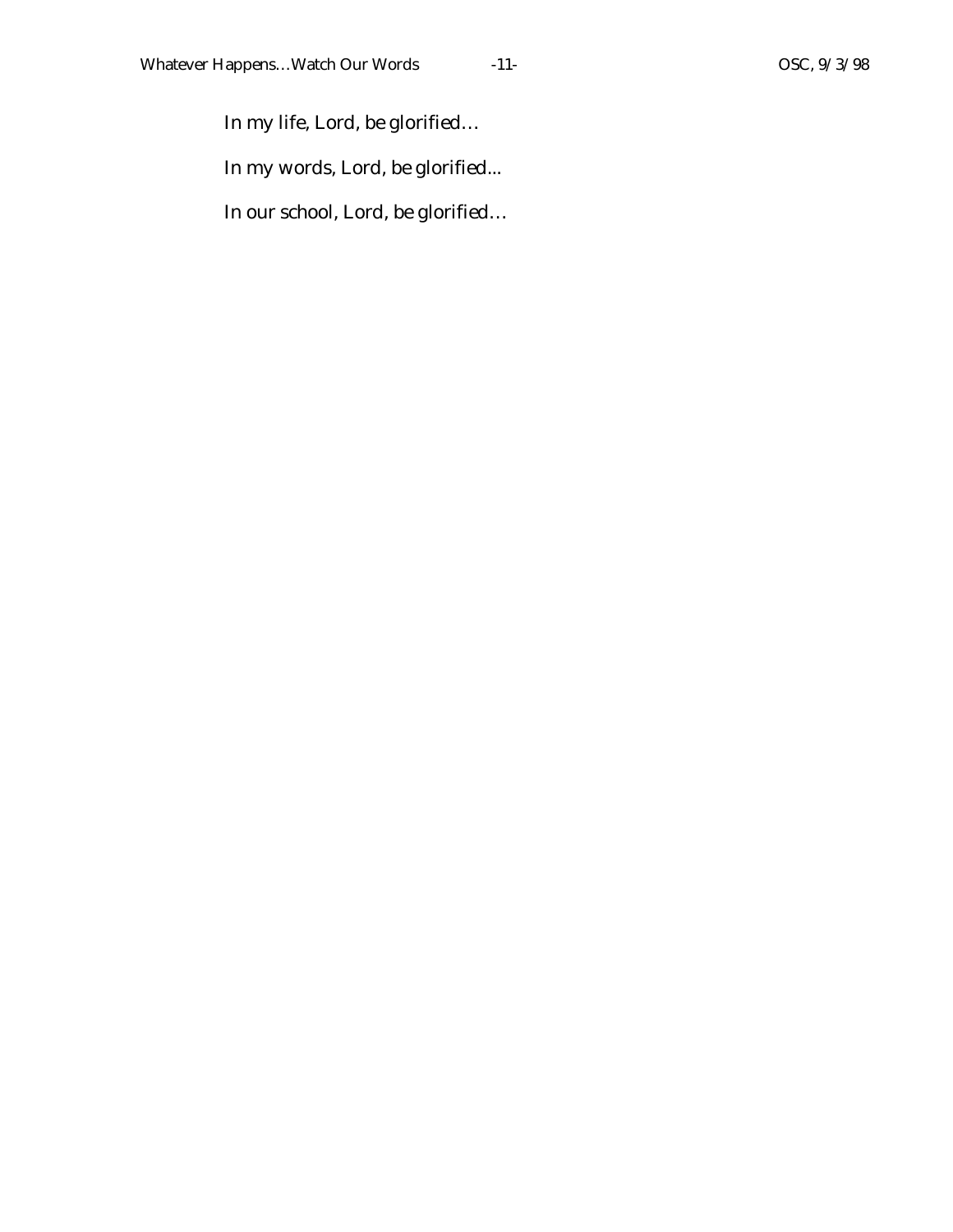In my life, Lord, be glorified…

In my words, Lord, be glorified...

In our school, Lord, be glorified…